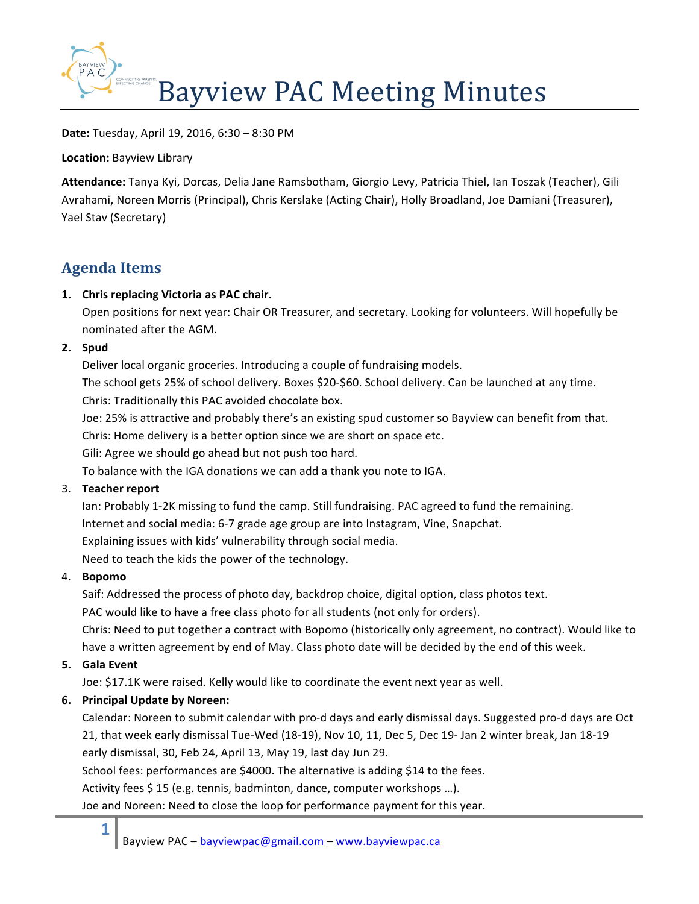# Bayview PAC Meeting Minutes

**Date:** Tuesday, April 19, 2016, 6:30 – 8:30 PM

**Location:** Bayview Library

**Attendance:** Tanya Kyi, Dorcas, Delia Jane Ramsbotham, Giorgio Levy, Patricia Thiel, Ian Toszak (Teacher), Gili Avrahami, Noreen Morris (Principal), Chris Kerslake (Acting Chair), Holly Broadland, Joe Damiani (Treasurer), Yael Stav (Secretary)

## Agenda Items

1. **Chris replacing Victoria as PAC chair.**
   Open positions for next year: Chair OR Treasurer, and secretary. Looking for volunteers. Will hopefully be nominated after the AGM.

2. **Spud**
   Deliver local organic groceries. Introducing a couple of fundraising models.
   The school gets 25% of school delivery. Boxes $20-$60. School delivery. Can be launched at any time.
   Chris: Traditionally this PAC avoided chocolate box.
   Joe: 25% is attractive and probably there's an existing spud customer so Bayview can benefit from that.
   Chris: Home delivery is a better option since we are short on space etc.
   Gili: Agree we should go ahead but not push too hard.
   To balance with the IGA donations we can add a thank you note to IGA.

3. **Teacher report**
   Ian: Probably 1-2K missing to fund the camp. Still fundraising. PAC agreed to fund the remaining.
   Internet and social media: 6-7 grade age group are into Instagram, Vine, Snapchat.
   Explaining issues with kids' vulnerability through social media.
   Need to teach the kids the power of the technology.

4. **Bopomo**
   Saif: Addressed the process of photo day, backdrop choice, digital option, class photos text.
   PAC would like to have a free class photo for all students (not only for orders).
   Chris: Need to put together a contract with Bopomo (historically only agreement, no contract). Would like to have a written agreement by end of May. Class photo date will be decided by the end of this week.

5. **Gala Event**
   Joe: $17.1K were raised. Kelly would like to coordinate the event next year as well.

6. **Principal Update by Noreen:**
   Calendar: Noreen to submit calendar with pro-d days and early dismissal days. Suggested pro-d days are Oct 21, that week early dismissal Tue-Wed (18-19), Nov 10, 11, Dec 5, Dec 19- Jan 2 winter break, Jan 18-19 early dismissal, 30, Feb 24, April 13, May 19, last day Jun 29.
   School fees: performances are $4000. The alternative is adding $14 to the fees.
   Activity fees $ 15 (e.g. tennis, badminton, dance, computer workshops …).
   Joe and Noreen: Need to close the loop for performance payment for this year.

Bayview PAC – bayviewpac@gmail.com – www.bayviewpac.ca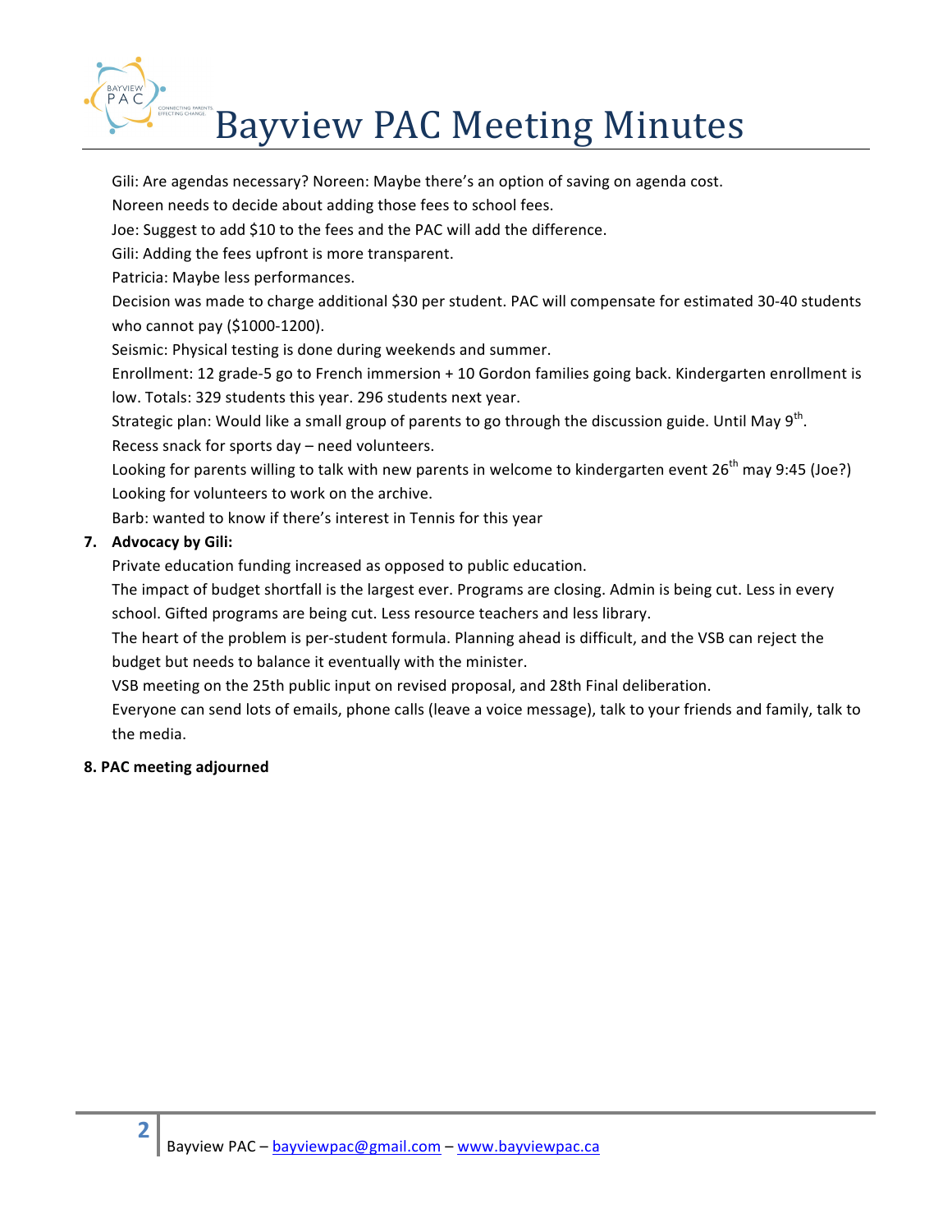Gili: Are agendas necessary? Noreen: Maybe there's an option of saving on agenda cost.

Noreen needs to decide about adding those fees to school fees.

Joe: Suggest to add $10 to the fees and the PAC will add the difference.

Gili: Adding the fees upfront is more transparent.

Patricia: Maybe less performances.

Decision was made to charge additional $30 per student. PAC will compensate for estimated 30-40 students who cannot pay ($1000-1200).

Seismic: Physical testing is done during weekends and summer.

Enrollment: 12 grade-5 go to French immersion + 10 Gordon families going back. Kindergarten enrollment is low. Totals: 329 students this year. 296 students next year.

Strategic plan: Would like a small group of parents to go through the discussion guide. Until May 9th.

Recess snack for sports day – need volunteers.

Looking for parents willing to talk with new parents in welcome to kindergarten event 26th may 9:45 (Joe?)

Looking for volunteers to work on the archive.

Barb: wanted to know if there's interest in Tennis for this year

**7. Advocacy by Gili:**

Private education funding increased as opposed to public education.

The impact of budget shortfall is the largest ever. Programs are closing. Admin is being cut. Less in every school. Gifted programs are being cut. Less resource teachers and less library.

The heart of the problem is per-student formula. Planning ahead is difficult, and the VSB can reject the budget but needs to balance it eventually with the minister.

VSB meeting on the 25th public input on revised proposal, and 28th Final deliberation.

Everyone can send lots of emails, phone calls (leave a voice message), talk to your friends and family, talk to the media.

**8. PAC meeting adjourned**